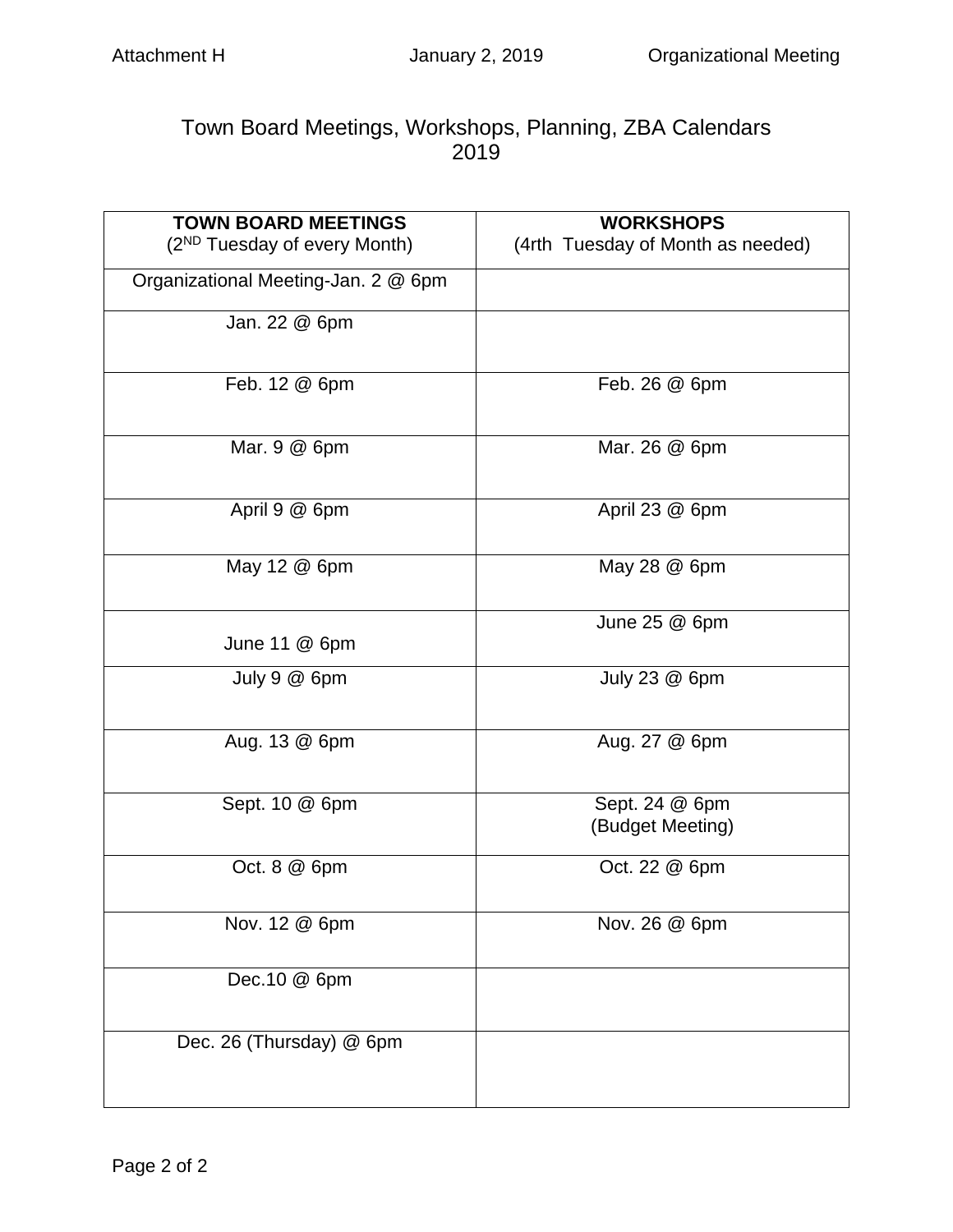# Town Board Meetings, Workshops, Planning, ZBA Calendars
## 2019

| **TOWN BOARD MEETINGS** (2ND Tuesday of every Month) | **WORKSHOPS** (4rth Tuesday of Month as needed) |
|---|---|
| Organizational Meeting-Jan. 2 @ 6pm | |
| Jan. 22 @ 6pm | |
| Feb. 12 @ 6pm | Feb. 26 @ 6pm |
| Mar. 9 @ 6pm | Mar. 26 @ 6pm |
| April 9 @ 6pm | April 23 @ 6pm |
| May 12 @ 6pm | May 28 @ 6pm |
| June 11 @ 6pm | June 25 @ 6pm |
| July 9 @ 6pm | July 23 @ 6pm |
| Aug. 13 @ 6pm | Aug. 27 @ 6pm |
| Sept. 10 @ 6pm | Sept. 24 @ 6pm (Budget Meeting) |
| Oct. 8 @ 6pm | Oct. 22 @ 6pm |
| Nov. 12 @ 6pm | Nov. 26 @ 6pm |
| Dec.10 @ 6pm | |
| Dec. 26 (Thursday) @ 6pm | |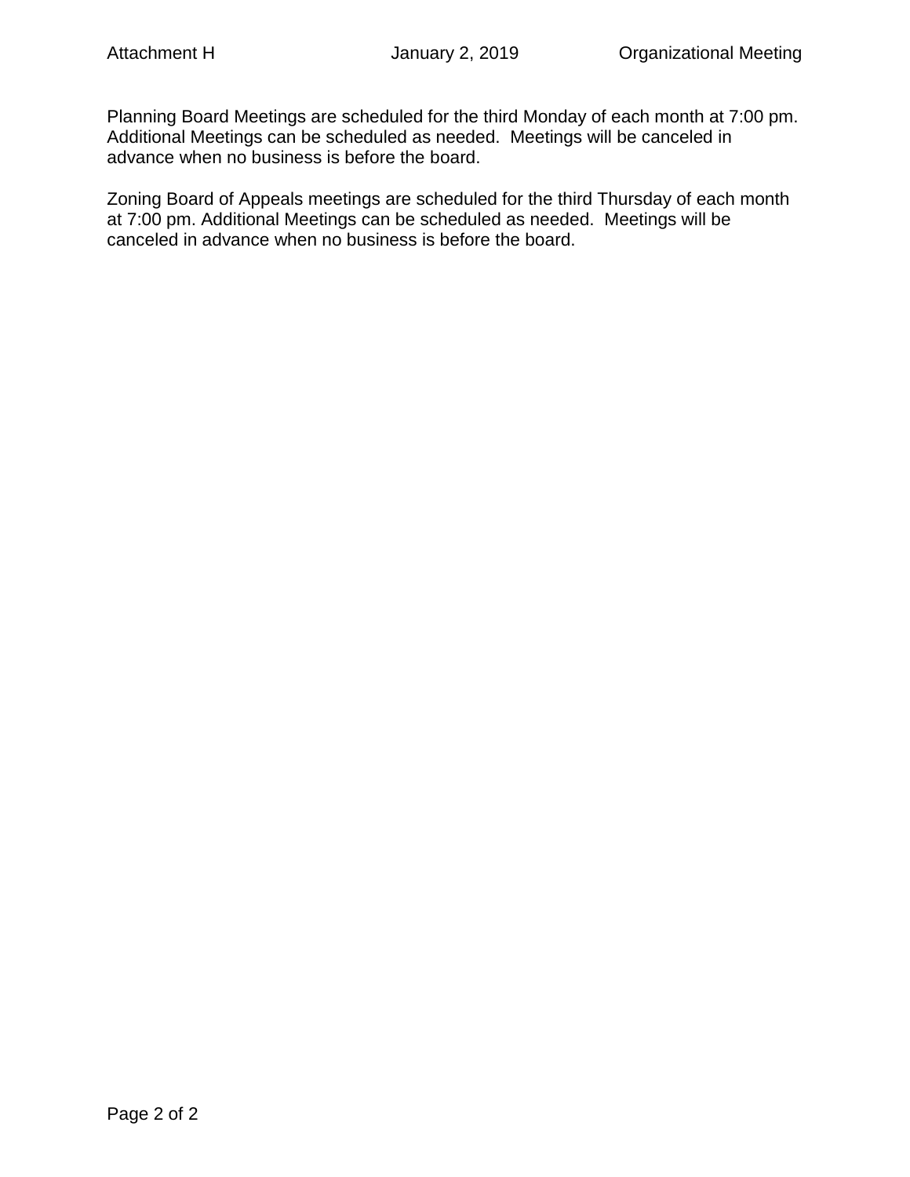Planning Board Meetings are scheduled for the third Monday of each month at 7:00 pm. Additional Meetings can be scheduled as needed. Meetings will be canceled in advance when no business is before the board.

Zoning Board of Appeals meetings are scheduled for the third Thursday of each month at 7:00 pm. Additional Meetings can be scheduled as needed. Meetings will be canceled in advance when no business is before the board.